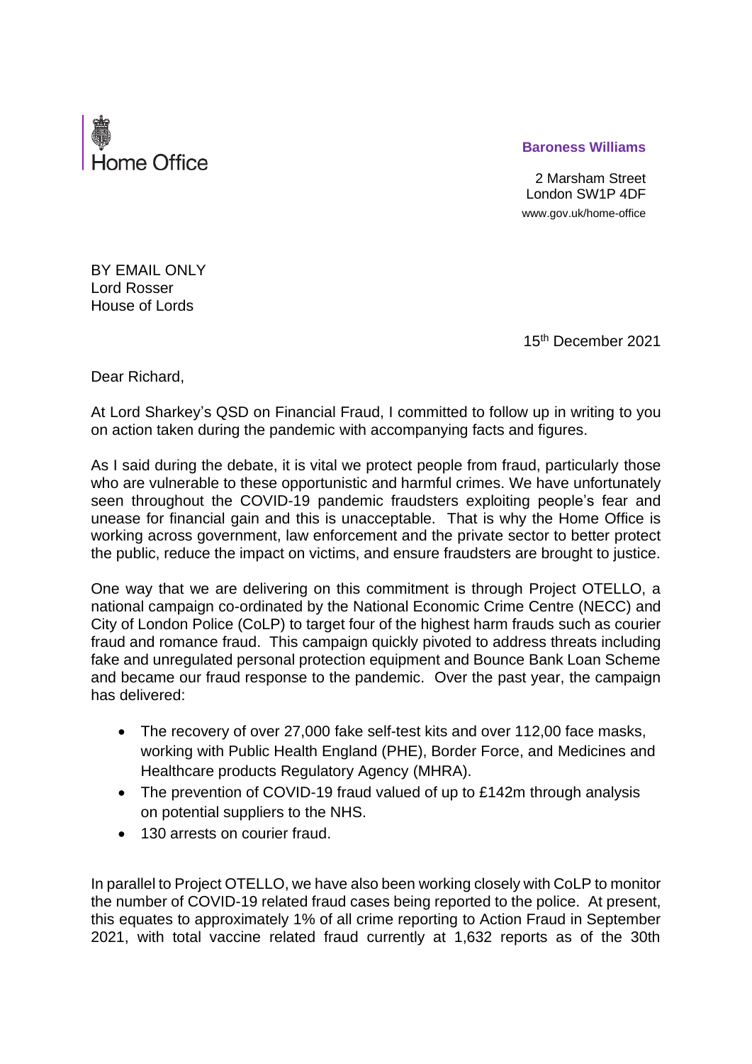Home Office

**Baroness Williams**

2 Marsham Street
London SW1P 4DF
www.gov.uk/home-office

BY EMAIL ONLY
Lord Rosser
House of Lords

15th December 2021

Dear Richard,

At Lord Sharkey's QSD on Financial Fraud, I committed to follow up in writing to you on action taken during the pandemic with accompanying facts and figures.

As I said during the debate, it is vital we protect people from fraud, particularly those who are vulnerable to these opportunistic and harmful crimes. We have unfortunately seen throughout the COVID-19 pandemic fraudsters exploiting people's fear and unease for financial gain and this is unacceptable. That is why the Home Office is working across government, law enforcement and the private sector to better protect the public, reduce the impact on victims, and ensure fraudsters are brought to justice.

One way that we are delivering on this commitment is through Project OTELLO, a national campaign co-ordinated by the National Economic Crime Centre (NECC) and City of London Police (CoLP) to target four of the highest harm frauds such as courier fraud and romance fraud. This campaign quickly pivoted to address threats including fake and unregulated personal protection equipment and Bounce Bank Loan Scheme and became our fraud response to the pandemic. Over the past year, the campaign has delivered:

- The recovery of over 27,000 fake self-test kits and over 112,00 face masks, working with Public Health England (PHE), Border Force, and Medicines and Healthcare products Regulatory Agency (MHRA).
- The prevention of COVID-19 fraud valued of up to £142m through analysis on potential suppliers to the NHS.
- 130 arrests on courier fraud.

In parallel to Project OTELLO, we have also been working closely with CoLP to monitor the number of COVID-19 related fraud cases being reported to the police. At present, this equates to approximately 1% of all crime reporting to Action Fraud in September 2021, with total vaccine related fraud currently at 1,632 reports as of the 30th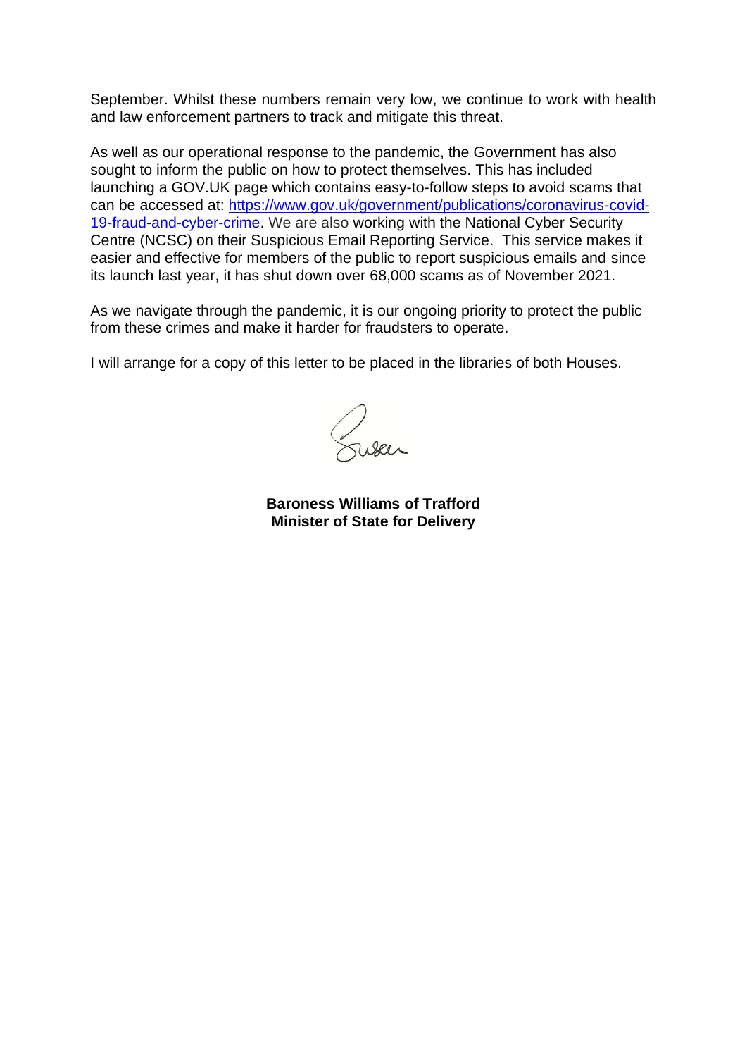September. Whilst these numbers remain very low, we continue to work with health and law enforcement partners to track and mitigate this threat.

As well as our operational response to the pandemic, the Government has also sought to inform the public on how to protect themselves. This has included launching a GOV.UK page which contains easy-to-follow steps to avoid scams that can be accessed at: [https://www.gov.uk/government/publications/coronavirus-covid-19-fraud-and-cyber-crime](https://www.gov.uk/government/publications/coronavirus-covid-19-fraud-and-cyber-crime). We are also working with the National Cyber Security Centre (NCSC) on their Suspicious Email Reporting Service. This service makes it easier and effective for members of the public to report suspicious emails and since its launch last year, it has shut down over 68,000 scams as of November 2021.

As we navigate through the pandemic, it is our ongoing priority to protect the public from these crimes and make it harder for fraudsters to operate.

I will arrange for a copy of this letter to be placed in the libraries of both Houses.

**Baroness Williams of Trafford**
**Minister of State for Delivery**